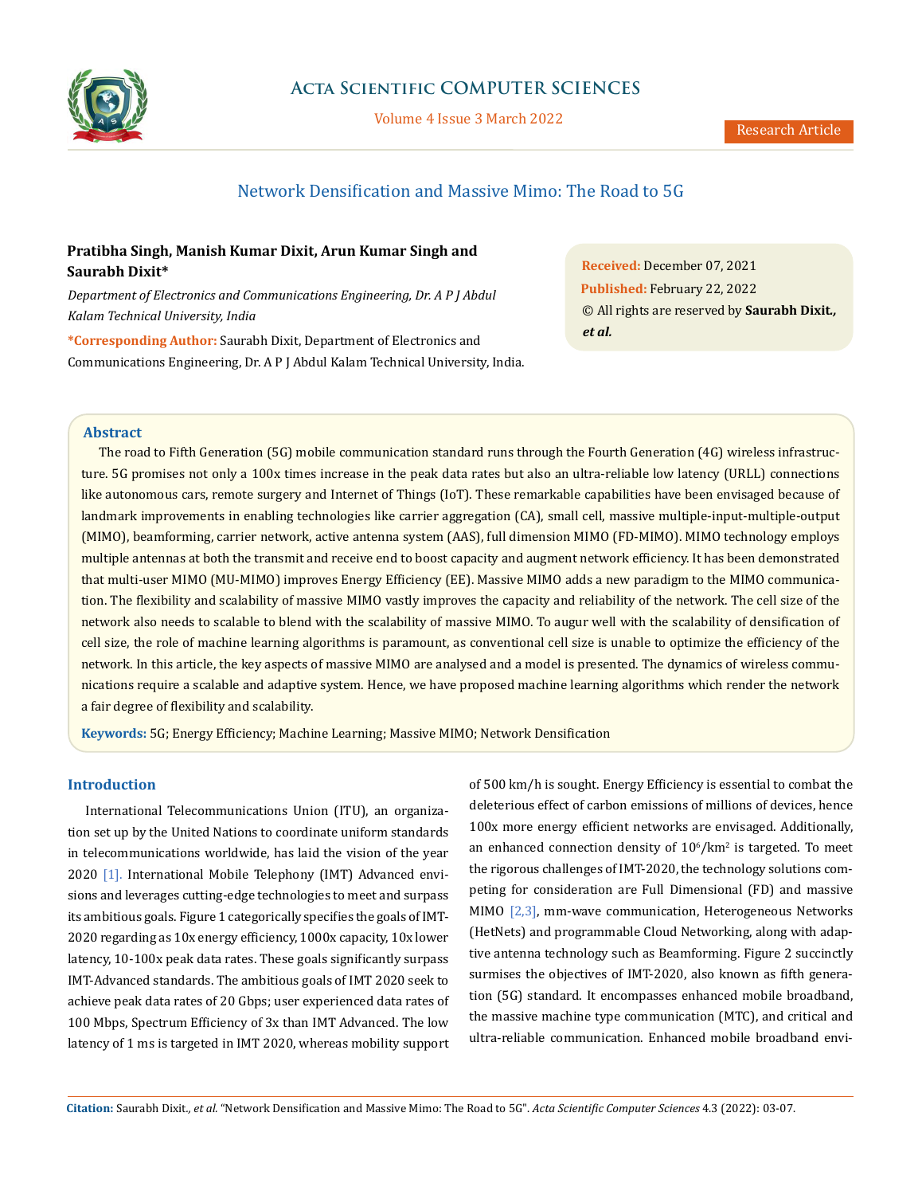# Network Densification and Massive Mimo: The Road to 5G

**Pratibha Singh, Manish Kumar Dixit, Arun Kumar Singh and Saurabh Dixit***

*Department of Electronics and Communications Engineering, Dr. A P J Abdul Kalam Technical University, India*

**\*Corresponding Author:** Saurabh Dixit, Department of Electronics and Communications Engineering, Dr. A P J Abdul Kalam Technical University, India.

**Received:** December 07, 2021
**Published:** February 22, 2022
© All rights are reserved by **Saurabh Dixit., *et al.***

## Abstract

The road to Fifth Generation (5G) mobile communication standard runs through the Fourth Generation (4G) wireless infrastructure. 5G promises not only a 100x times increase in the peak data rates but also an ultra-reliable low latency (URLL) connections like autonomous cars, remote surgery and Internet of Things (IoT). These remarkable capabilities have been envisaged because of landmark improvements in enabling technologies like carrier aggregation (CA), small cell, massive multiple-input-multiple-output (MIMO), beamforming, carrier network, active antenna system (AAS), full dimension MIMO (FD-MIMO). MIMO technology employs multiple antennas at both the transmit and receive end to boost capacity and augment network efficiency. It has been demonstrated that multi-user MIMO (MU-MIMO) improves Energy Efficiency (EE). Massive MIMO adds a new paradigm to the MIMO communication. The flexibility and scalability of massive MIMO vastly improves the capacity and reliability of the network. The cell size of the network also needs to scalable to blend with the scalability of massive MIMO. To augur well with the scalability of densification of cell size, the role of machine learning algorithms is paramount, as conventional cell size is unable to optimize the efficiency of the network. In this article, the key aspects of massive MIMO are analysed and a model is presented. The dynamics of wireless communications require a scalable and adaptive system. Hence, we have proposed machine learning algorithms which render the network a fair degree of flexibility and scalability.

**Keywords:** 5G; Energy Efficiency; Machine Learning; Massive MIMO; Network Densification

## Introduction

International Telecommunications Union (ITU), an organization set up by the United Nations to coordinate uniform standards in telecommunications worldwide, has laid the vision of the year 2020 [1]. International Mobile Telephony (IMT) Advanced envisions and leverages cutting-edge technologies to meet and surpass its ambitious goals. Figure 1 categorically specifies the goals of IMT-2020 regarding as 10x energy efficiency, 1000x capacity, 10x lower latency, 10-100x peak data rates. These goals significantly surpass IMT-Advanced standards. The ambitious goals of IMT 2020 seek to achieve peak data rates of 20 Gbps; user experienced data rates of 100 Mbps, Spectrum Efficiency of 3x than IMT Advanced. The low latency of 1 ms is targeted in IMT 2020, whereas mobility support of 500 km/h is sought. Energy Efficiency is essential to combat the deleterious effect of carbon emissions of millions of devices, hence 100x more energy efficient networks are envisaged. Additionally, an enhanced connection density of $10^6/km^2$ is targeted. To meet the rigorous challenges of IMT-2020, the technology solutions competing for consideration are Full Dimensional (FD) and massive MIMO [2,3], mm-wave communication, Heterogeneous Networks (HetNets) and programmable Cloud Networking, along with adaptive antenna technology such as Beamforming. Figure 2 succinctly surmises the objectives of IMT-2020, also known as fifth generation (5G) standard. It encompasses enhanced mobile broadband, the massive machine type communication (MTC), and critical and ultra-reliable communication. Enhanced mobile broadband envi-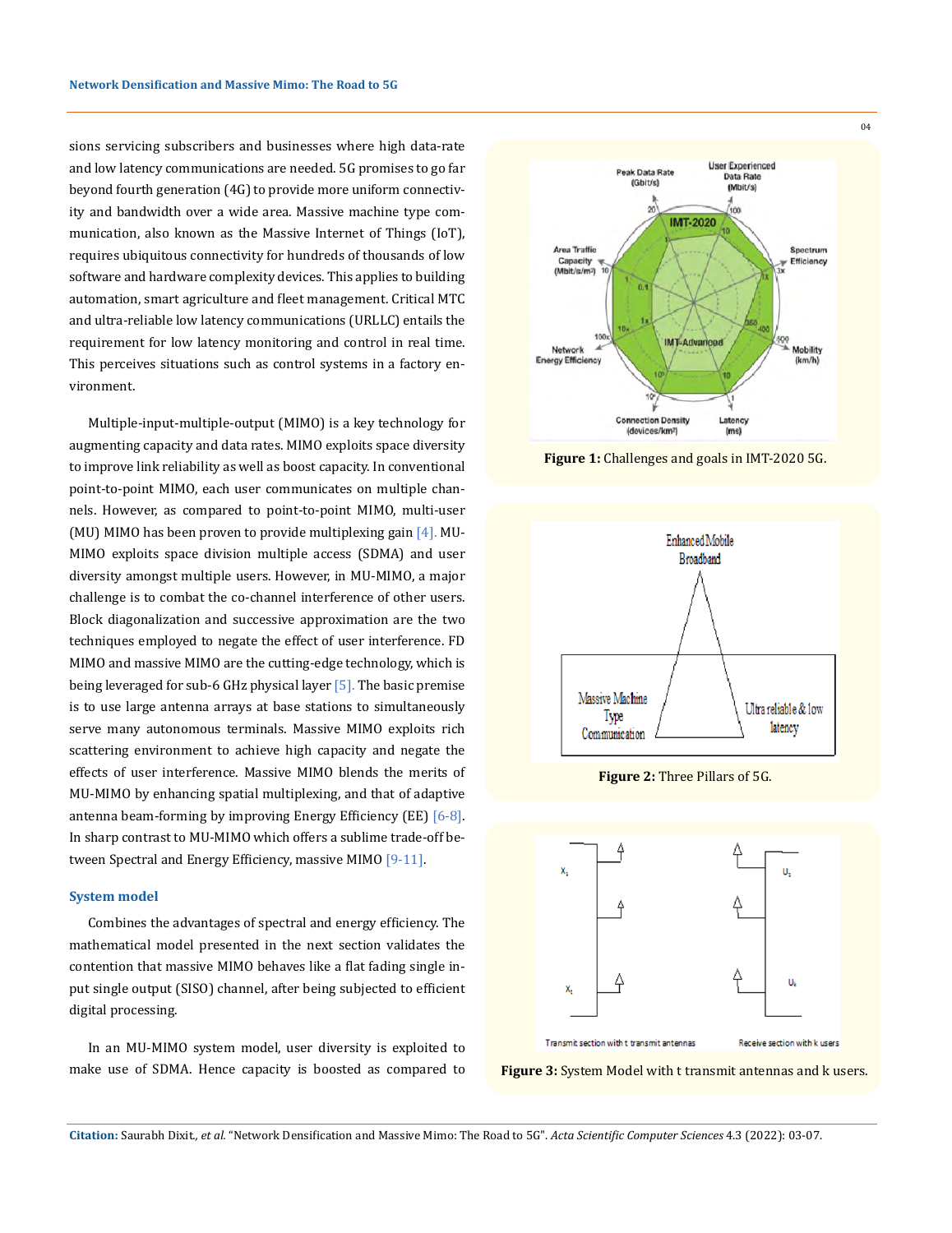sions servicing subscribers and businesses where high data-rate and low latency communications are needed. 5G promises to go far beyond fourth generation (4G) to provide more uniform connectivity and bandwidth over a wide area. Massive machine type communication, also known as the Massive Internet of Things (IoT), requires ubiquitous connectivity for hundreds of thousands of low software and hardware complexity devices. This applies to building automation, smart agriculture and fleet management. Critical MTC and ultra-reliable low latency communications (URLLC) entails the requirement for low latency monitoring and control in real time. This perceives situations such as control systems in a factory environment.

Multiple-input-multiple-output (MIMO) is a key technology for augmenting capacity and data rates. MIMO exploits space diversity to improve link reliability as well as boost capacity. In conventional point-to-point MIMO, each user communicates on multiple channels. However, as compared to point-to-point MIMO, multi-user (MU) MIMO has been proven to provide multiplexing gain [4]. MU-MIMO exploits space division multiple access (SDMA) and user diversity amongst multiple users. However, in MU-MIMO, a major challenge is to combat the co-channel interference of other users. Block diagonalization and successive approximation are the two techniques employed to negate the effect of user interference. FD MIMO and massive MIMO are the cutting-edge technology, which is being leveraged for sub-6 GHz physical layer [5]. The basic premise is to use large antenna arrays at base stations to simultaneously serve many autonomous terminals. Massive MIMO exploits rich scattering environment to achieve high capacity and negate the effects of user interference. Massive MIMO blends the merits of MU-MIMO by enhancing spatial multiplexing, and that of adaptive antenna beam-forming by improving Energy Efficiency (EE) [6-8]. In sharp contrast to MU-MIMO which offers a sublime trade-off between Spectral and Energy Efficiency, massive MIMO [9-11].

### System model

Combines the advantages of spectral and energy efficiency. The mathematical model presented in the next section validates the contention that massive MIMO behaves like a flat fading single input single output (SISO) channel, after being subjected to efficient digital processing.

In an MU-MIMO system model, user diversity is exploited to make use of SDMA. Hence capacity is boosted as compared to

**Figure 1:** Challenges and goals in IMT-2020 5G.

**Figure 2:** Three Pillars of 5G.

**Figure 3:** System Model with t transmit antennas and k users.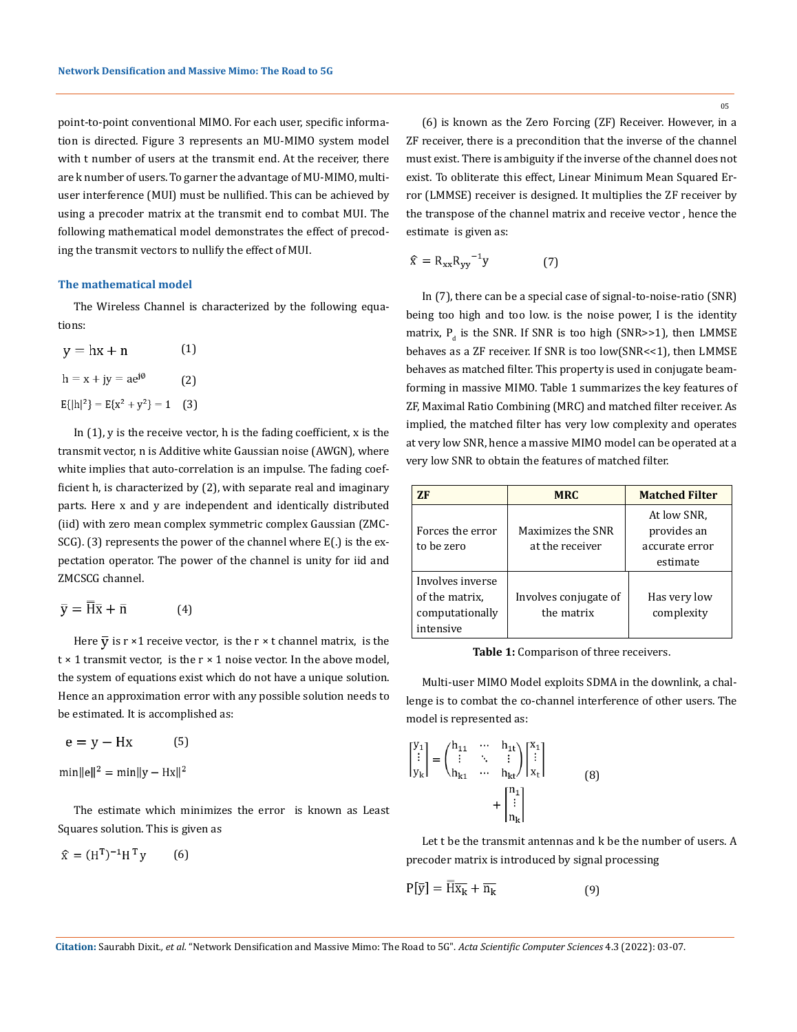point-to-point conventional MIMO. For each user, specific information is directed. Figure 3 represents an MU-MIMO system model with t number of users at the transmit end. At the receiver, there are k number of users. To garner the advantage of MU-MIMO, multi-user interference (MUI) must be nullified. This can be achieved by using a precoder matrix at the transmit end to combat MUI. The following mathematical model demonstrates the effect of precoding the transmit vectors to nullify the effect of MUI.

### The mathematical model

The Wireless Channel is characterized by the following equations:

$$y = hx + n \qquad (1)$$

$$h = x + jy = ae^{j\emptyset} \qquad (2)$$

$$E\{|h|^2\} = E\{x^2 + y^2\} = 1 \qquad (3)$$

In (1), y is the receive vector, h is the fading coefficient, x is the transmit vector, n is Additive white Gaussian noise (AWGN), where white implies that auto-correlation is an impulse. The fading coefficient h, is characterized by (2), with separate real and imaginary parts. Here x and y are independent and identically distributed (iid) with zero mean complex symmetric complex Gaussian (ZMCSCG). (3) represents the power of the channel where E(.) is the expectation operator. The power of the channel is unity for iid and ZMCSCG channel.

$$\bar{y} = \bar{\bar{H}}\bar{x} + \bar{n} \qquad (4)$$

Here $\bar{y}$ is r ×1 receive vector, is the r × t channel matrix, is the t × 1 transmit vector, is the r × 1 noise vector. In the above model, the system of equations exist which do not have a unique solution. Hence an approximation error with any possible solution needs to be estimated. It is accomplished as:

$$e = y - Hx \qquad (5)$$

$$\min\|e\|^2 = \min\|y - Hx\|^2$$

The estimate which minimizes the error is known as Least Squares solution. This is given as

$$\hat{x} = (H^T)^{-1}H^T y \qquad (6)$$

(6) is known as the Zero Forcing (ZF) Receiver. However, in a ZF receiver, there is a precondition that the inverse of the channel must exist. There is ambiguity if the inverse of the channel does not exist. To obliterate this effect, Linear Minimum Mean Squared Error (LMMSE) receiver is designed. It multiplies the ZF receiver by the transpose of the channel matrix and receive vector , hence the estimate is given as:

$$\hat{x} = R_{xx}{R_{yy}}^{-1}y \qquad (7)$$

In (7), there can be a special case of signal-to-noise-ratio (SNR) being too high and too low. is the noise power, I is the identity matrix, $P_d$ is the SNR. If SNR is too high (SNR>>1), then LMMSE behaves as a ZF receiver. If SNR is too low(SNR<<1), then LMMSE behaves as matched filter. This property is used in conjugate beamforming in massive MIMO. Table 1 summarizes the key features of ZF, Maximal Ratio Combining (MRC) and matched filter receiver. As implied, the matched filter has very low complexity and operates at very low SNR, hence a massive MIMO model can be operated at a very low SNR to obtain the features of matched filter.

| ZF | MRC | Matched Filter |
|---|---|---|
| Forces the error to be zero | Maximizes the SNR at the receiver | At low SNR, provides an accurate error estimate |
| Involves inverse of the matrix, computationally intensive | Involves conjugate of the matrix | Has very low complexity |

**Table 1:** Comparison of three receivers.

Multi-user MIMO Model exploits SDMA in the downlink, a challenge is to combat the co-channel interference of other users. The model is represented as:

$$\begin{bmatrix} y_1 \\ \vdots \\ y_k \end{bmatrix} = \begin{pmatrix} h_{11} & \cdots & h_{1t} \\ \vdots & \ddots & \vdots \\ h_{k1} & \cdots & h_{kt} \end{pmatrix} \begin{bmatrix} x_1 \\ \vdots \\ x_t \end{bmatrix} + \begin{bmatrix} n_1 \\ \vdots \\ n_k \end{bmatrix} \qquad (8)$$

Let t be the transmit antennas and k be the number of users. A precoder matrix is introduced by signal processing

$$P[\bar{y}] = \bar{\bar{H}}\overline{x_k} + \overline{n_k} \qquad (9)$$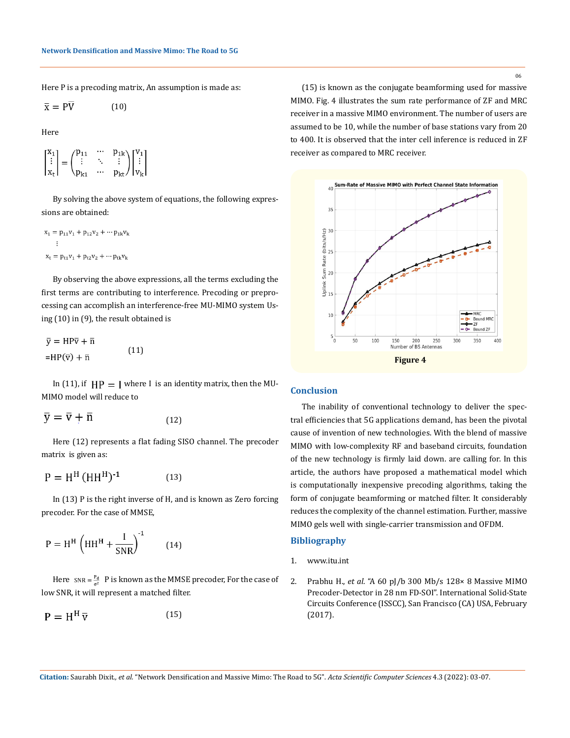Here P is a precoding matrix, An assumption is made as:

$$\bar{x} = P\bar{V} \quad (10)$$

Here

$$\begin{bmatrix} x_1 \\ \vdots \\ x_t \end{bmatrix} = \begin{pmatrix} p_{11} & \cdots & p_{1k} \\ \vdots & \ddots & \vdots \\ p_{k1} & \cdots & p_{kt} \end{pmatrix} \begin{bmatrix} v_1 \\ \vdots \\ v_k \end{bmatrix}$$

By solving the above system of equations, the following expressions are obtained:

$$x_1 = p_{11}v_1 + p_{12}v_2 + \cdots p_{1k}v_k$$
$$\vdots$$
$$x_t = p_{t1}v_1 + p_{t2}v_2 + \cdots p_{tk}v_k$$

By observing the above expressions, all the terms excluding the first terms are contributing to interference. Precoding or preprocessing can accomplish an interference-free MU-MIMO system Using (10) in (9), the result obtained is

$$\bar{y} = HP\bar{v} + \bar{n}$$
$$= HP(\bar{v}) + \bar{n} \quad (11)$$

In (11), if $HP = I$ where I is an identity matrix, then the MU-MIMO model will reduce to

$$\bar{y} = \bar{v} + \bar{n} \quad (12)$$

Here (12) represents a flat fading SISO channel. The precoder matrix is given as:

$$P = H^H (HH^H)^{-1} \quad (13)$$

In (13) P is the right inverse of H, and is known as Zero forcing precoder. For the case of MMSE,

$$P = H^H \left(HH^H + \frac{I}{SNR}\right)^{-1} \quad (14)$$

Here $SNR = \frac{P_d}{\sigma^2}$ P is known as the MMSE precoder, For the case of low SNR, it will represent a matched filter.

$$P = H^H \bar{v} \quad (15)$$

(15) is known as the conjugate beamforming used for massive MIMO. Fig. 4 illustrates the sum rate performance of ZF and MRC receiver in a massive MIMO environment. The number of users are assumed to be 10, while the number of base stations vary from 20 to 400. It is observed that the inter cell inference is reduced in ZF receiver as compared to MRC receiver.

Figure 4

## Conclusion

The inability of conventional technology to deliver the spectral efficiencies that 5G applications demand, has been the pivotal cause of invention of new technologies. With the blend of massive MIMO with low-complexity RF and baseband circuits, foundation of the new technology is firmly laid down. are calling for. In this article, the authors have proposed a mathematical model which is computationally inexpensive precoding algorithms, taking the form of conjugate beamforming or matched filter. It considerably reduces the complexity of the channel estimation. Further, massive MIMO gels well with single-carrier transmission and OFDM.

## Bibliography

1. www.itu.int
2. Prabhu H., *et al*. "A 60 pJ/b 300 Mb/s 128× 8 Massive MIMO Precoder-Detector in 28 nm FD-SOI". International Solid-State Circuits Conference (ISSCC), San Francisco (CA) USA, February (2017).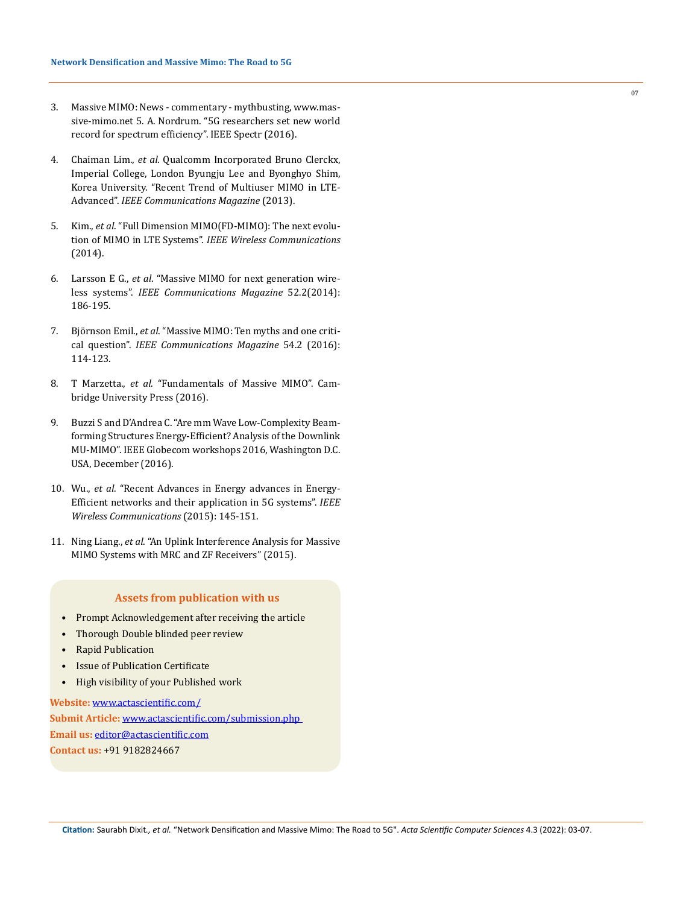3. Massive MIMO: News - commentary - mythbusting, www.massive-mimo.net 5. A. Nordrum. "5G researchers set new world record for spectrum efficiency". IEEE Spectr (2016).

4. Chaiman Lim., *et al*. Qualcomm Incorporated Bruno Clerckx, Imperial College, London Byungju Lee and Byonghyo Shim, Korea University. "Recent Trend of Multiuser MIMO in LTE-Advanced". *IEEE Communications Magazine* (2013).

5. Kim., *et al*. "Full Dimension MIMO(FD-MIMO): The next evolution of MIMO in LTE Systems". *IEEE Wireless Communications* (2014).

6. Larsson E G., *et al*. "Massive MIMO for next generation wireless systems". *IEEE Communications Magazine* 52.2(2014): 186-195.

7. Björnson Emil., *et al*. "Massive MIMO: Ten myths and one critical question". *IEEE Communications Magazine* 54.2 (2016): 114-123.

8. T Marzetta., *et al*. "Fundamentals of Massive MIMO". Cambridge University Press (2016).

9. Buzzi S and D'Andrea C. "Are mm Wave Low-Complexity Beamforming Structures Energy-Efficient? Analysis of the Downlink MU-MIMO". IEEE Globecom workshops 2016, Washington D.C. USA, December (2016).

10. Wu., *et al*. "Recent Advances in Energy advances in Energy-Efficient networks and their application in 5G systems". *IEEE Wireless Communications* (2015): 145-151.

11. Ning Liang., *et al*. "An Uplink Interference Analysis for Massive MIMO Systems with MRC and ZF Receivers" (2015).

**Assets from publication with us**

- Prompt Acknowledgement after receiving the article
- Thorough Double blinded peer review
- Rapid Publication
- Issue of Publication Certificate
- High visibility of your Published work

**Website:** www.actascientific.com/

**Submit Article:** www.actascientific.com/submission.php

**Email us:** editor@actascientific.com

**Contact us:** +91 9182824667